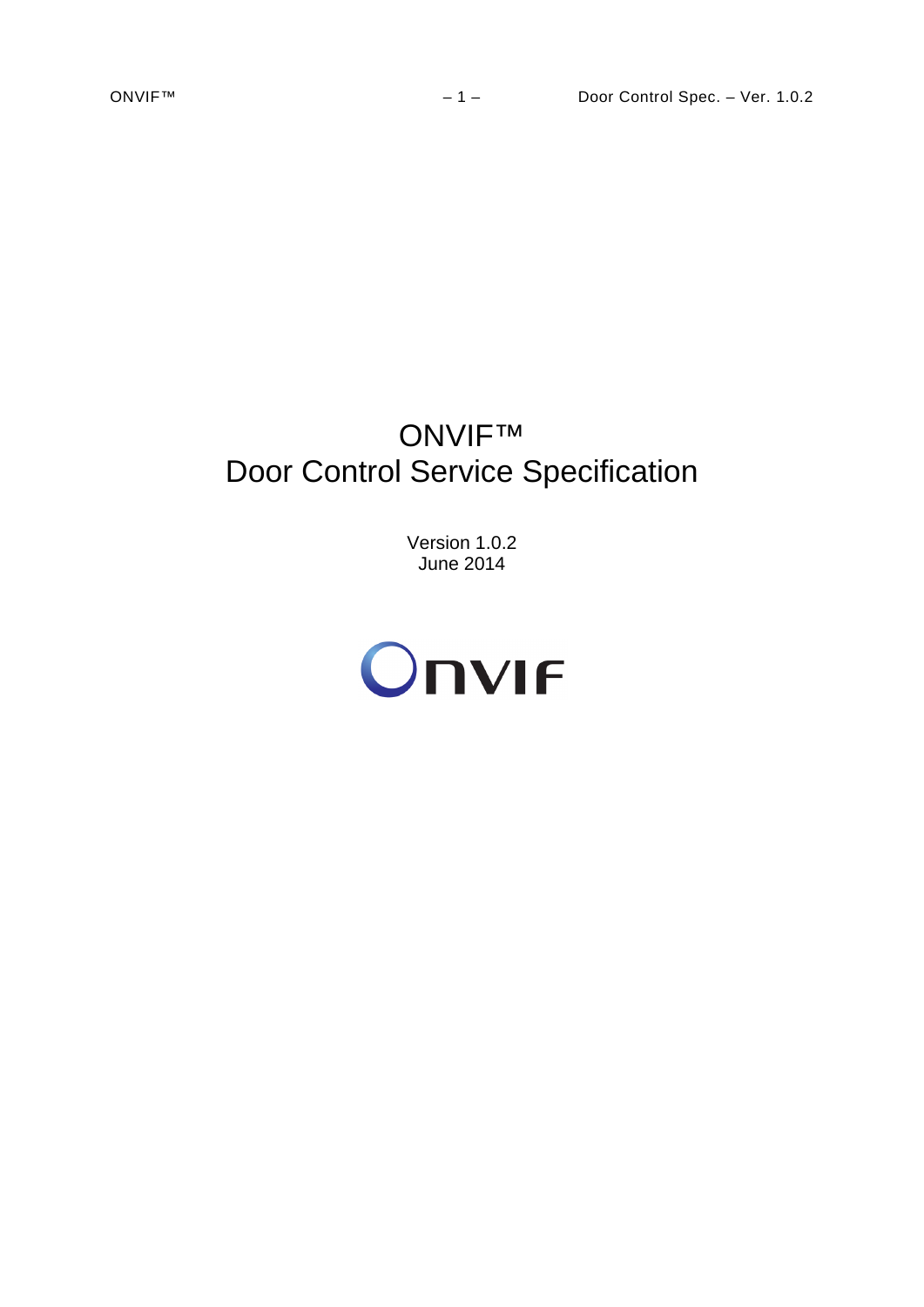# ONVIF™
# Door Control Service Specification

Version 1.0.2
June 2014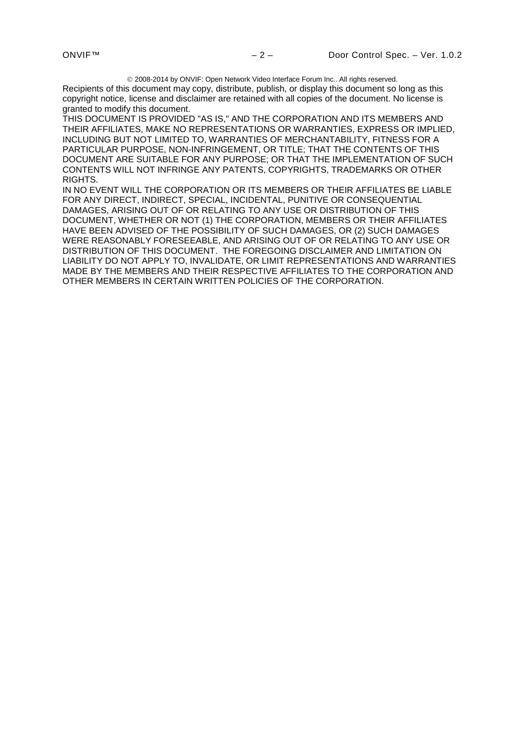© 2008-2014 by ONVIF: Open Network Video Interface Forum Inc.. All rights reserved.

Recipients of this document may copy, distribute, publish, or display this document so long as this copyright notice, license and disclaimer are retained with all copies of the document. No license is granted to modify this document.

THIS DOCUMENT IS PROVIDED "AS IS," AND THE CORPORATION AND ITS MEMBERS AND THEIR AFFILIATES, MAKE NO REPRESENTATIONS OR WARRANTIES, EXPRESS OR IMPLIED, INCLUDING BUT NOT LIMITED TO, WARRANTIES OF MERCHANTABILITY, FITNESS FOR A PARTICULAR PURPOSE, NON-INFRINGEMENT, OR TITLE; THAT THE CONTENTS OF THIS DOCUMENT ARE SUITABLE FOR ANY PURPOSE; OR THAT THE IMPLEMENTATION OF SUCH CONTENTS WILL NOT INFRINGE ANY PATENTS, COPYRIGHTS, TRADEMARKS OR OTHER RIGHTS.

IN NO EVENT WILL THE CORPORATION OR ITS MEMBERS OR THEIR AFFILIATES BE LIABLE FOR ANY DIRECT, INDIRECT, SPECIAL, INCIDENTAL, PUNITIVE OR CONSEQUENTIAL DAMAGES, ARISING OUT OF OR RELATING TO ANY USE OR DISTRIBUTION OF THIS DOCUMENT, WHETHER OR NOT (1) THE CORPORATION, MEMBERS OR THEIR AFFILIATES HAVE BEEN ADVISED OF THE POSSIBILITY OF SUCH DAMAGES, OR (2) SUCH DAMAGES WERE REASONABLY FORESEEABLE, AND ARISING OUT OF OR RELATING TO ANY USE OR DISTRIBUTION OF THIS DOCUMENT. THE FOREGOING DISCLAIMER AND LIMITATION ON LIABILITY DO NOT APPLY TO, INVALIDATE, OR LIMIT REPRESENTATIONS AND WARRANTIES MADE BY THE MEMBERS AND THEIR RESPECTIVE AFFILIATES TO THE CORPORATION AND OTHER MEMBERS IN CERTAIN WRITTEN POLICIES OF THE CORPORATION.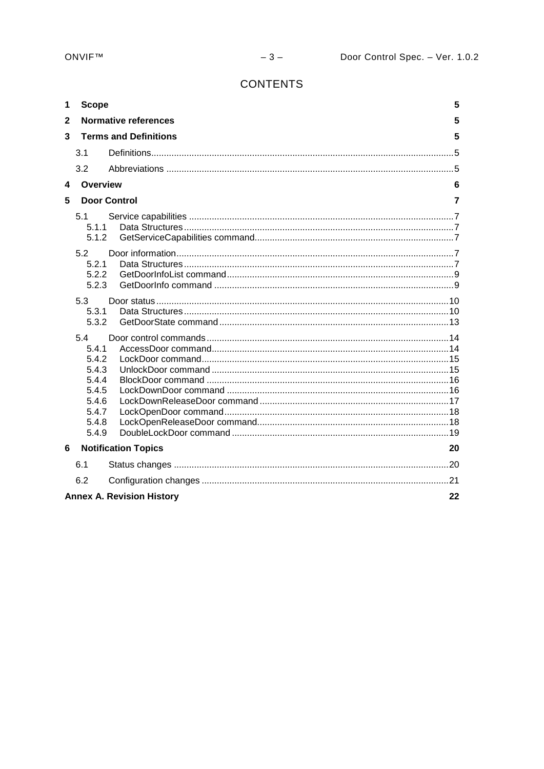# CONTENTS

**1 Scope** 5

**2 Normative references** 5

**3 Terms and Definitions** 5

- 3.1 Definitions 5
- 3.2 Abbreviations 5

**4 Overview** 6

**5 Door Control** 7

- 5.1 Service capabilities 7
  - 5.1.1 Data Structures 7
  - 5.1.2 GetServiceCapabilities command 7
- 5.2 Door information 7
  - 5.2.1 Data Structures 7
  - 5.2.2 GetDoorInfoList command 9
  - 5.2.3 GetDoorInfo command 9
- 5.3 Door status 10
  - 5.3.1 Data Structures 10
  - 5.3.2 GetDoorState command 13
- 5.4 Door control commands 14
  - 5.4.1 AccessDoor command 14
  - 5.4.2 LockDoor command 15
  - 5.4.3 UnlockDoor command 15
  - 5.4.4 BlockDoor command 16
  - 5.4.5 LockDownDoor command 16
  - 5.4.6 LockDownReleaseDoor command 17
  - 5.4.7 LockOpenDoor command 18
  - 5.4.8 LockOpenReleaseDoor command 18
  - 5.4.9 DoubleLockDoor command 19

**6 Notification Topics** 20

- 6.1 Status changes 20
- 6.2 Configuration changes 21

**Annex A. Revision History** 22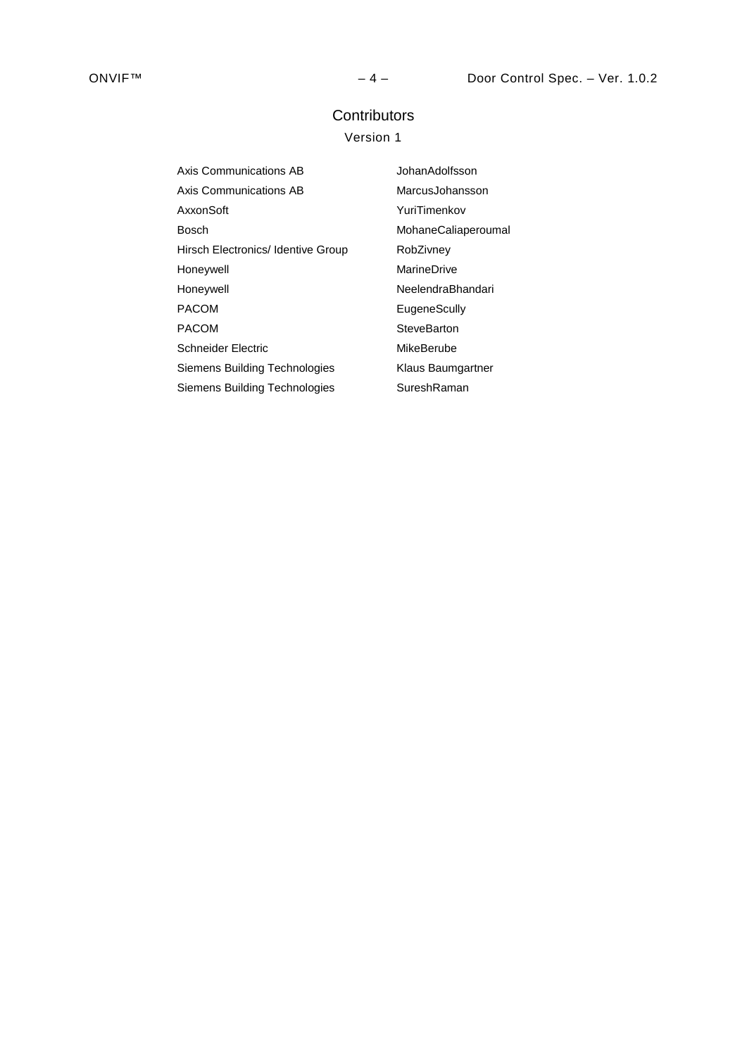# Contributors

## Version 1

| | |
|---|---|
| Axis Communications AB | JohanAdolfsson |
| Axis Communications AB | MarcusJohansson |
| AxxonSoft | YuriTimenkov |
| Bosch | MohaneCaliaperoumal |
| Hirsch Electronics/ Identive Group | RobZivney |
| Honeywell | MarineDrive |
| Honeywell | NeelendraBhandari |
| PACOM | EugeneScully |
| PACOM | SteveBarton |
| Schneider Electric | MikeBerube |
| Siemens Building Technologies | Klaus Baumgartner |
| Siemens Building Technologies | SureshRaman |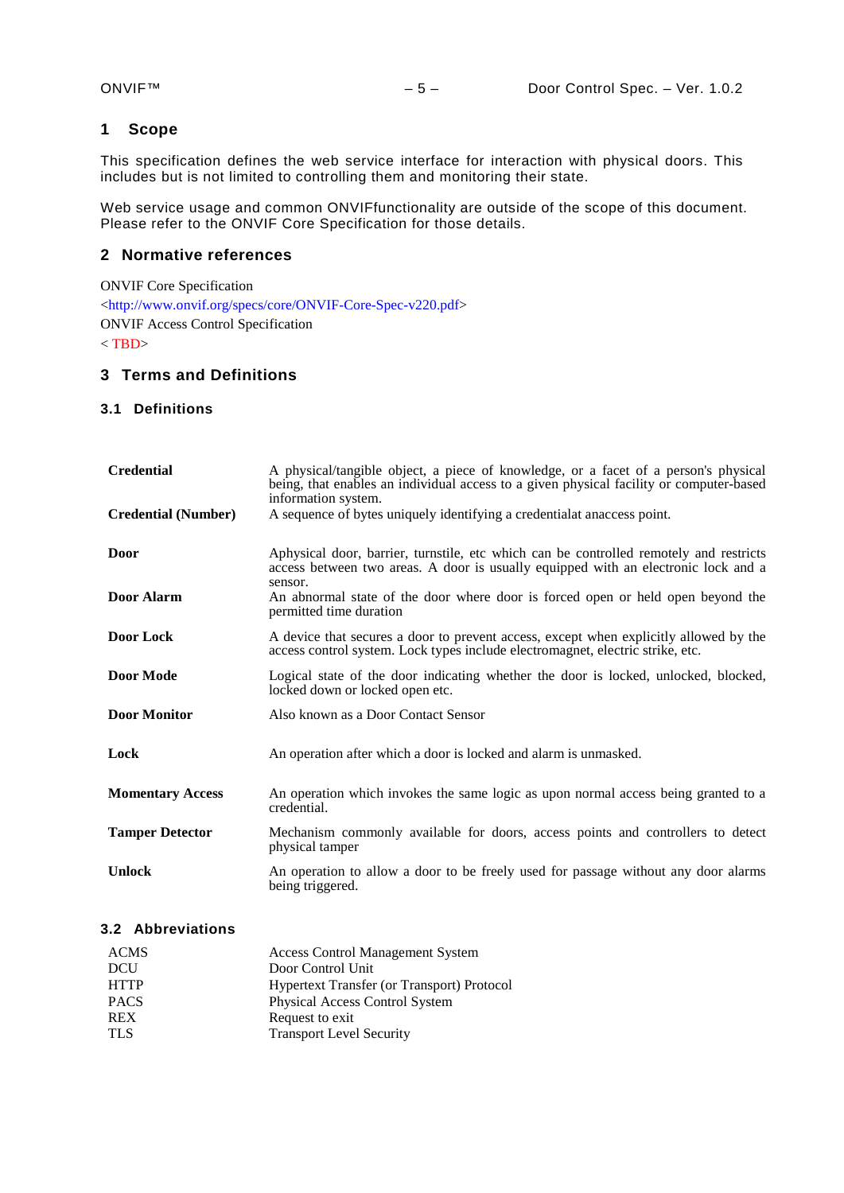# 1 Scope

This specification defines the web service interface for interaction with physical doors. This includes but is not limited to controlling them and monitoring their state.

Web service usage and common ONVIFfunctionality are outside of the scope of this document. Please refer to the ONVIF Core Specification for those details.

# 2 Normative references

ONVIF Core Specification
<http://www.onvif.org/specs/core/ONVIF-Core-Spec-v220.pdf>
ONVIF Access Control Specification
< TBD>

# 3 Terms and Definitions

## 3.1 Definitions

| | |
|---|---|
| **Credential** | A physical/tangible object, a piece of knowledge, or a facet of a person's physical being, that enables an individual access to a given physical facility or computer-based information system. |
| **Credential (Number)** | A sequence of bytes uniquely identifying a credentialat anaccess point. |
| **Door** | Aphysical door, barrier, turnstile, etc which can be controlled remotely and restricts access between two areas. A door is usually equipped with an electronic lock and a sensor. |
| **Door Alarm** | An abnormal state of the door where door is forced open or held open beyond the permitted time duration |
| **Door Lock** | A device that secures a door to prevent access, except when explicitly allowed by the access control system. Lock types include electromagnet, electric strike, etc. |
| **Door Mode** | Logical state of the door indicating whether the door is locked, unlocked, blocked, locked down or locked open etc. |
| **Door Monitor** | Also known as a Door Contact Sensor |
| **Lock** | An operation after which a door is locked and alarm is unmasked. |
| **Momentary Access** | An operation which invokes the same logic as upon normal access being granted to a credential. |
| **Tamper Detector** | Mechanism commonly available for doors, access points and controllers to detect physical tamper |
| **Unlock** | An operation to allow a door to be freely used for passage without any door alarms being triggered. |

## 3.2 Abbreviations

| | |
|---|---|
| ACMS | Access Control Management System |
| DCU | Door Control Unit |
| HTTP | Hypertext Transfer (or Transport) Protocol |
| PACS | Physical Access Control System |
| REX | Request to exit |
| TLS | Transport Level Security |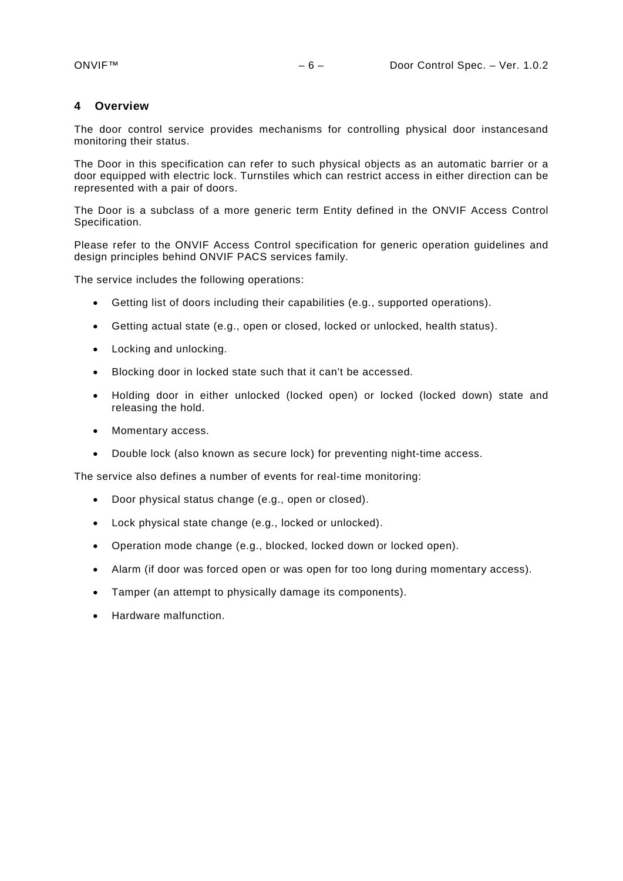# 4 Overview

The door control service provides mechanisms for controlling physical door instancesand monitoring their status.

The Door in this specification can refer to such physical objects as an automatic barrier or a door equipped with electric lock. Turnstiles which can restrict access in either direction can be represented with a pair of doors.

The Door is a subclass of a more generic term Entity defined in the ONVIF Access Control Specification.

Please refer to the ONVIF Access Control specification for generic operation guidelines and design principles behind ONVIF PACS services family.

The service includes the following operations:

- Getting list of doors including their capabilities (e.g., supported operations).
- Getting actual state (e.g., open or closed, locked or unlocked, health status).
- Locking and unlocking.
- Blocking door in locked state such that it can't be accessed.
- Holding door in either unlocked (locked open) or locked (locked down) state and releasing the hold.
- Momentary access.
- Double lock (also known as secure lock) for preventing night-time access.

The service also defines a number of events for real-time monitoring:

- Door physical status change (e.g., open or closed).
- Lock physical state change (e.g., locked or unlocked).
- Operation mode change (e.g., blocked, locked down or locked open).
- Alarm (if door was forced open or was open for too long during momentary access).
- Tamper (an attempt to physically damage its components).
- Hardware malfunction.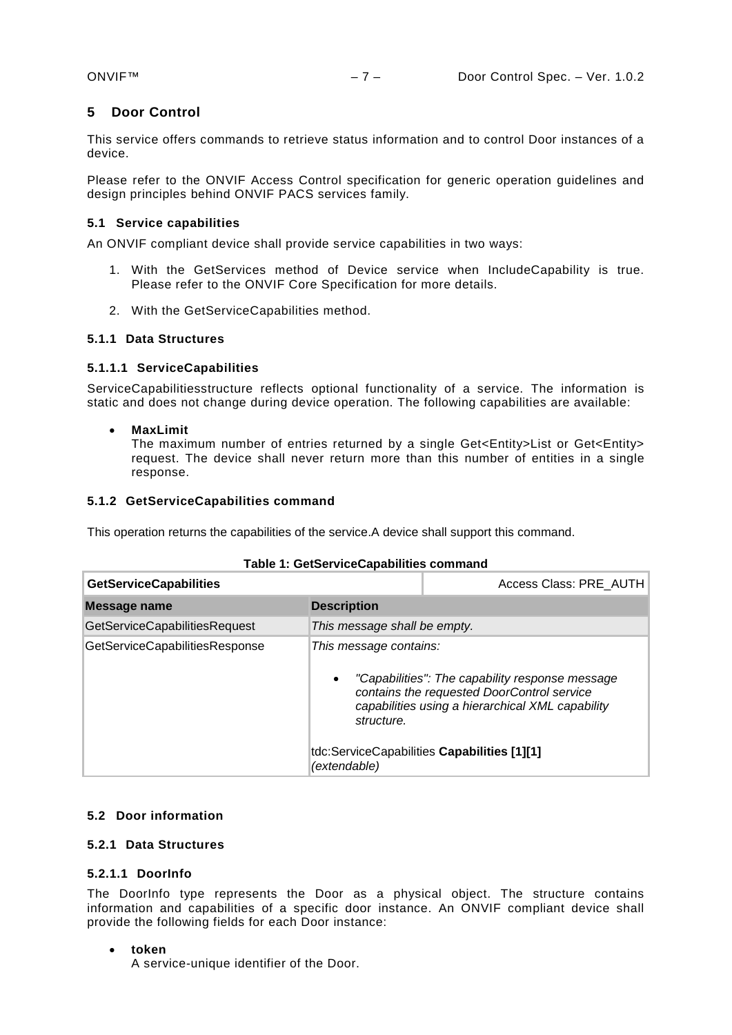# 5 Door Control

This service offers commands to retrieve status information and to control Door instances of a device.

Please refer to the ONVIF Access Control specification for generic operation guidelines and design principles behind ONVIF PACS services family.

## 5.1 Service capabilities

An ONVIF compliant device shall provide service capabilities in two ways:

1. With the GetServices method of Device service when IncludeCapability is true. Please refer to the ONVIF Core Specification for more details.
2. With the GetServiceCapabilities method.

### 5.1.1 Data Structures

#### 5.1.1.1 ServiceCapabilities

ServiceCapabilitiesstructure reflects optional functionality of a service. The information is static and does not change during device operation. The following capabilities are available:

- **MaxLimit**
  The maximum number of entries returned by a single Get<Entity>List or Get<Entity> request. The device shall never return more than this number of entities in a single response.

### 5.1.2 GetServiceCapabilities command

This operation returns the capabilities of the service.A device shall support this command.

**Table 1: GetServiceCapabilities command**

| **GetServiceCapabilities** | Access Class: PRE_AUTH |
|---|---|
| **Message name** | **Description** |
| GetServiceCapabilitiesRequest | *This message shall be empty.* |
| GetServiceCapabilitiesResponse | *This message contains:*<br>• *"Capabilities": The capability response message contains the requested DoorControl service capabilities using a hierarchical XML capability structure.*<br><br>tdc:ServiceCapabilities **Capabilities [1][1]** *(extendable)* |

## 5.2 Door information

### 5.2.1 Data Structures

#### 5.2.1.1 DoorInfo

The DoorInfo type represents the Door as a physical object. The structure contains information and capabilities of a specific door instance. An ONVIF compliant device shall provide the following fields for each Door instance:

- **token**
  A service-unique identifier of the Door.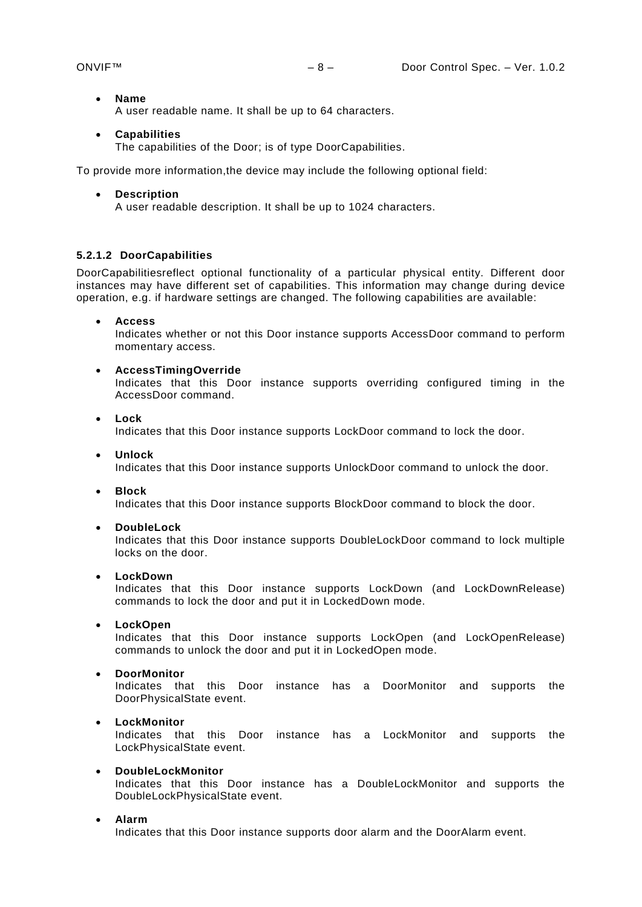- **Name**
  A user readable name. It shall be up to 64 characters.

- **Capabilities**
  The capabilities of the Door; is of type DoorCapabilities.

To provide more information,the device may include the following optional field:

- **Description**
  A user readable description. It shall be up to 1024 characters.

#### 5.2.1.2 DoorCapabilities

DoorCapabilitiesreflect optional functionality of a particular physical entity. Different door instances may have different set of capabilities. This information may change during device operation, e.g. if hardware settings are changed. The following capabilities are available:

- **Access**
  Indicates whether or not this Door instance supports AccessDoor command to perform momentary access.

- **AccessTimingOverride**
  Indicates that this Door instance supports overriding configured timing in the AccessDoor command.

- **Lock**
  Indicates that this Door instance supports LockDoor command to lock the door.

- **Unlock**
  Indicates that this Door instance supports UnlockDoor command to unlock the door.

- **Block**
  Indicates that this Door instance supports BlockDoor command to block the door.

- **DoubleLock**
  Indicates that this Door instance supports DoubleLockDoor command to lock multiple locks on the door.

- **LockDown**
  Indicates that this Door instance supports LockDown (and LockDownRelease) commands to lock the door and put it in LockedDown mode.

- **LockOpen**
  Indicates that this Door instance supports LockOpen (and LockOpenRelease) commands to unlock the door and put it in LockedOpen mode.

- **DoorMonitor**
  Indicates that this Door instance has a DoorMonitor and supports the DoorPhysicalState event.

- **LockMonitor**
  Indicates that this Door instance has a LockMonitor and supports the LockPhysicalState event.

- **DoubleLockMonitor**
  Indicates that this Door instance has a DoubleLockMonitor and supports the DoubleLockPhysicalState event.

- **Alarm**
  Indicates that this Door instance supports door alarm and the DoorAlarm event.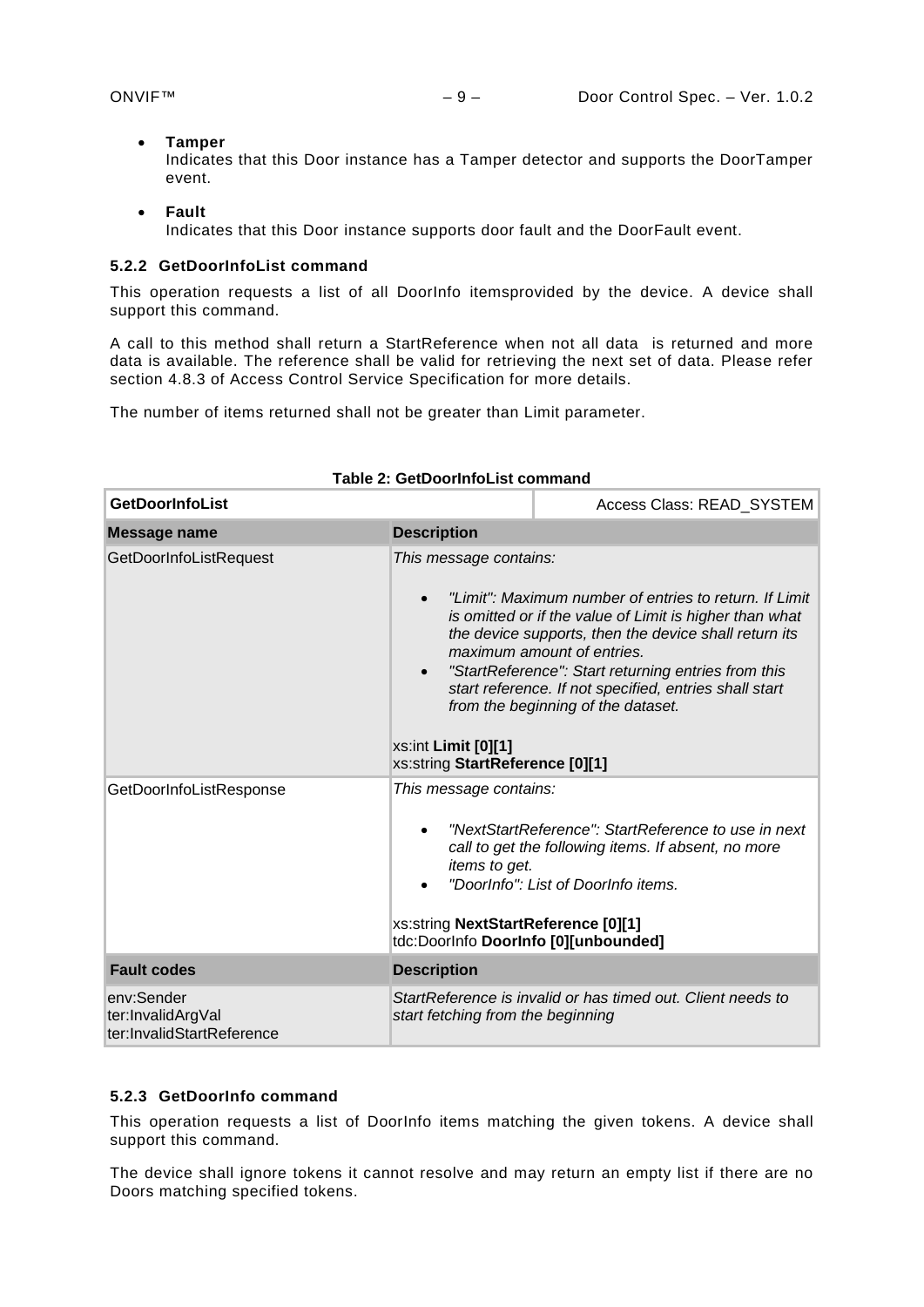- **Tamper**
  Indicates that this Door instance has a Tamper detector and supports the DoorTamper event.

- **Fault**
  Indicates that this Door instance supports door fault and the DoorFault event.

### 5.2.2 GetDoorInfoList command

This operation requests a list of all DoorInfo itemsprovided by the device. A device shall support this command.

A call to this method shall return a StartReference when not all data is returned and more data is available. The reference shall be valid for retrieving the next set of data. Please refer section 4.8.3 of Access Control Service Specification for more details.

The number of items returned shall not be greater than Limit parameter.

**Table 2: GetDoorInfoList command**

| **GetDoorInfoList** | Access Class: READ_SYSTEM |
|---|---|
| **Message name** | **Description** |
| GetDoorInfoListRequest | *This message contains:*<br><br>• *"Limit": Maximum number of entries to return. If Limit is omitted or if the value of Limit is higher than what the device supports, then the device shall return its maximum amount of entries.*<br>• *"StartReference": Start returning entries from this start reference. If not specified, entries shall start from the beginning of the dataset.*<br><br>xs:int **Limit [0][1]**<br>xs:string **StartReference [0][1]** |
| GetDoorInfoListResponse | *This message contains:*<br><br>• *"NextStartReference": StartReference to use in next call to get the following items. If absent, no more items to get.*<br>• *"DoorInfo": List of DoorInfo items.*<br><br>xs:string **NextStartReference [0][1]**<br>tdc:DoorInfo **DoorInfo [0][unbounded]** |
| **Fault codes** | **Description** |
| env:Sender<br>ter:InvalidArgVal<br>ter:InvalidStartReference | *StartReference is invalid or has timed out. Client needs to start fetching from the beginning* |

### 5.2.3 GetDoorInfo command

This operation requests a list of DoorInfo items matching the given tokens. A device shall support this command.

The device shall ignore tokens it cannot resolve and may return an empty list if there are no Doors matching specified tokens.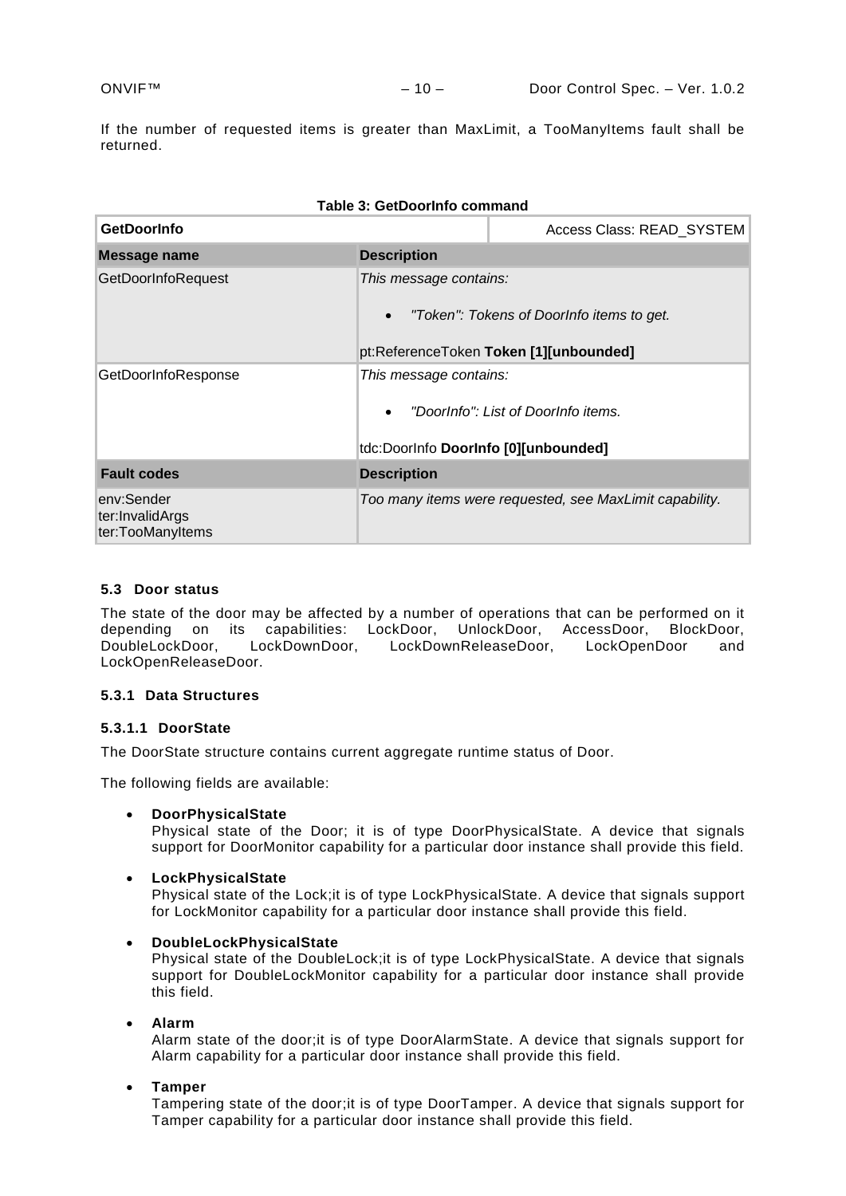If the number of requested items is greater than MaxLimit, a TooManyItems fault shall be returned.

**Table 3: GetDoorInfo command**

| **GetDoorInfo** | Access Class: READ_SYSTEM |
|---|---|
| **Message name** | **Description** |
| GetDoorInfoRequest | *This message contains:*<br><br>• *"Token": Tokens of DoorInfo items to get.*<br><br>pt:ReferenceToken **Token [1][unbounded]** |
| GetDoorInfoResponse | *This message contains:*<br><br>• *"DoorInfo": List of DoorInfo items.*<br><br>tdc:DoorInfo **DoorInfo [0][unbounded]** |
| **Fault codes** | **Description** |
| env:Sender<br>ter:InvalidArgs<br>ter:TooManyItems | *Too many items were requested, see MaxLimit capability.* |

### 5.3 Door status

The state of the door may be affected by a number of operations that can be performed on it depending on its capabilities: LockDoor, UnlockDoor, AccessDoor, BlockDoor, DoubleLockDoor, LockDownDoor, LockDownReleaseDoor, LockOpenDoor and LockOpenReleaseDoor.

#### 5.3.1 Data Structures

##### 5.3.1.1 DoorState

The DoorState structure contains current aggregate runtime status of Door.

The following fields are available:

- **DoorPhysicalState**
  Physical state of the Door; it is of type DoorPhysicalState. A device that signals support for DoorMonitor capability for a particular door instance shall provide this field.

- **LockPhysicalState**
  Physical state of the Lock;it is of type LockPhysicalState. A device that signals support for LockMonitor capability for a particular door instance shall provide this field.

- **DoubleLockPhysicalState**
  Physical state of the DoubleLock;it is of type LockPhysicalState. A device that signals support for DoubleLockMonitor capability for a particular door instance shall provide this field.

- **Alarm**
  Alarm state of the door;it is of type DoorAlarmState. A device that signals support for Alarm capability for a particular door instance shall provide this field.

- **Tamper**
  Tampering state of the door;it is of type DoorTamper. A device that signals support for Tamper capability for a particular door instance shall provide this field.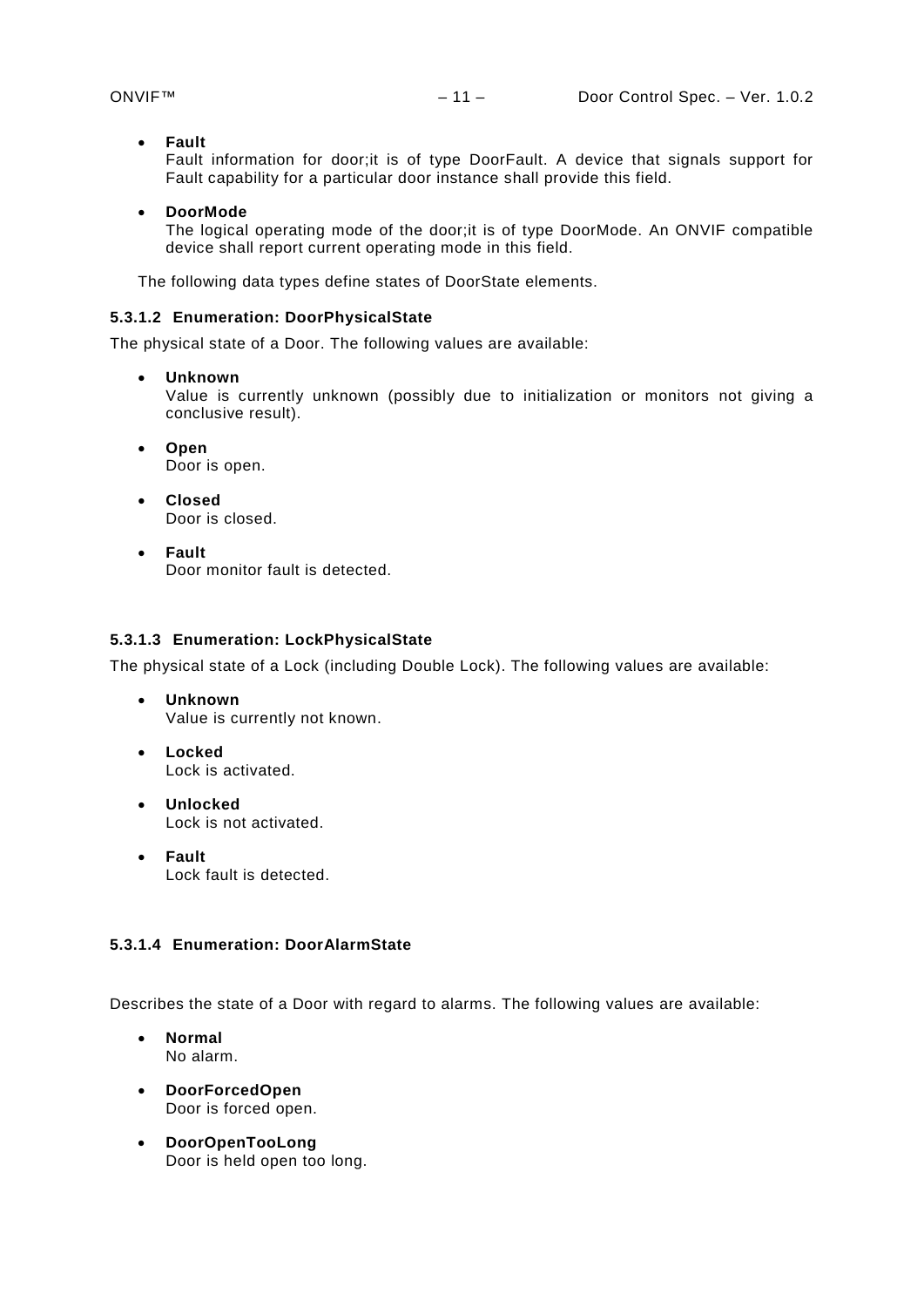- **Fault**
  Fault information for door;it is of type DoorFault. A device that signals support for Fault capability for a particular door instance shall provide this field.

- **DoorMode**
  The logical operating mode of the door;it is of type DoorMode. An ONVIF compatible device shall report current operating mode in this field.

The following data types define states of DoorState elements.

#### 5.3.1.2 Enumeration: DoorPhysicalState

The physical state of a Door. The following values are available:

- **Unknown**
  Value is currently unknown (possibly due to initialization or monitors not giving a conclusive result).

- **Open**
  Door is open.

- **Closed**
  Door is closed.

- **Fault**
  Door monitor fault is detected.

#### 5.3.1.3 Enumeration: LockPhysicalState

The physical state of a Lock (including Double Lock). The following values are available:

- **Unknown**
  Value is currently not known.

- **Locked**
  Lock is activated.

- **Unlocked**
  Lock is not activated.

- **Fault**
  Lock fault is detected.

#### 5.3.1.4 Enumeration: DoorAlarmState

Describes the state of a Door with regard to alarms. The following values are available:

- **Normal**
  No alarm.

- **DoorForcedOpen**
  Door is forced open.

- **DoorOpenTooLong**
  Door is held open too long.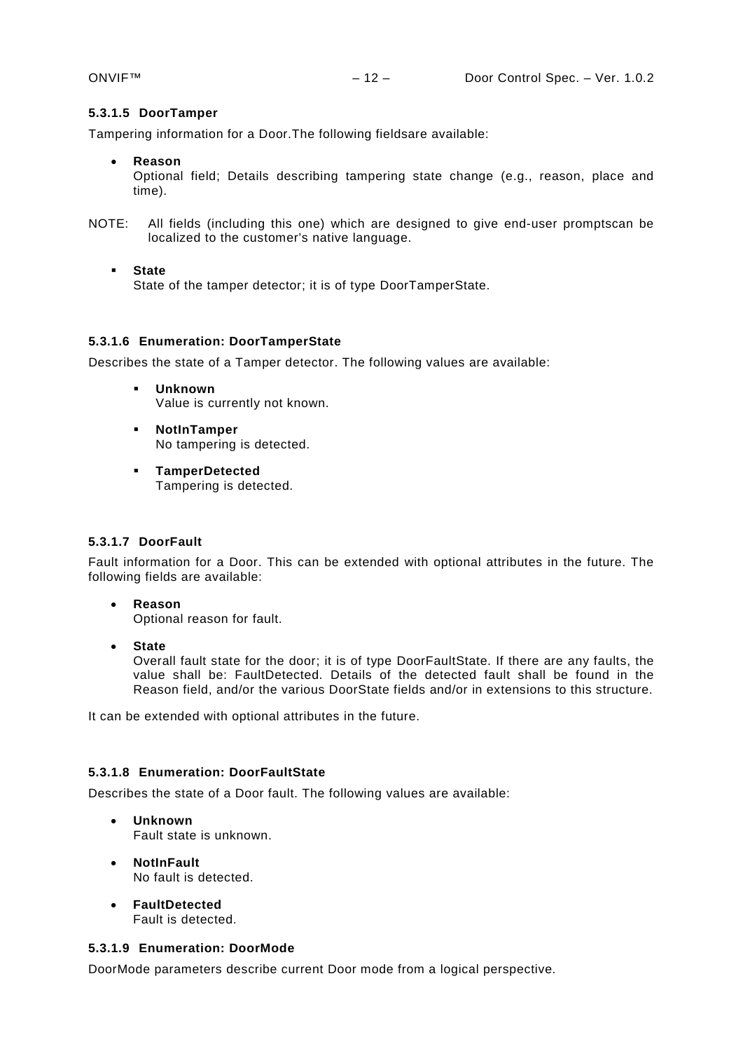#### 5.3.1.5 DoorTamper

Tampering information for a Door.The following fieldsare available:

- **Reason**
  Optional field; Details describing tampering state change (e.g., reason, place and time).

NOTE: All fields (including this one) which are designed to give end-user promptscan be localized to the customer's native language.

- **State**
  State of the tamper detector; it is of type DoorTamperState.

#### 5.3.1.6 Enumeration: DoorTamperState

Describes the state of a Tamper detector. The following values are available:

- **Unknown**
  Value is currently not known.
- **NotInTamper**
  No tampering is detected.
- **TamperDetected**
  Tampering is detected.

#### 5.3.1.7 DoorFault

Fault information for a Door. This can be extended with optional attributes in the future. The following fields are available:

- **Reason**
  Optional reason for fault.
- **State**
  Overall fault state for the door; it is of type DoorFaultState. If there are any faults, the value shall be: FaultDetected. Details of the detected fault shall be found in the Reason field, and/or the various DoorState fields and/or in extensions to this structure.

It can be extended with optional attributes in the future.

#### 5.3.1.8 Enumeration: DoorFaultState

Describes the state of a Door fault. The following values are available:

- **Unknown**
  Fault state is unknown.
- **NotInFault**
  No fault is detected.
- **FaultDetected**
  Fault is detected.

#### 5.3.1.9 Enumeration: DoorMode

DoorMode parameters describe current Door mode from a logical perspective.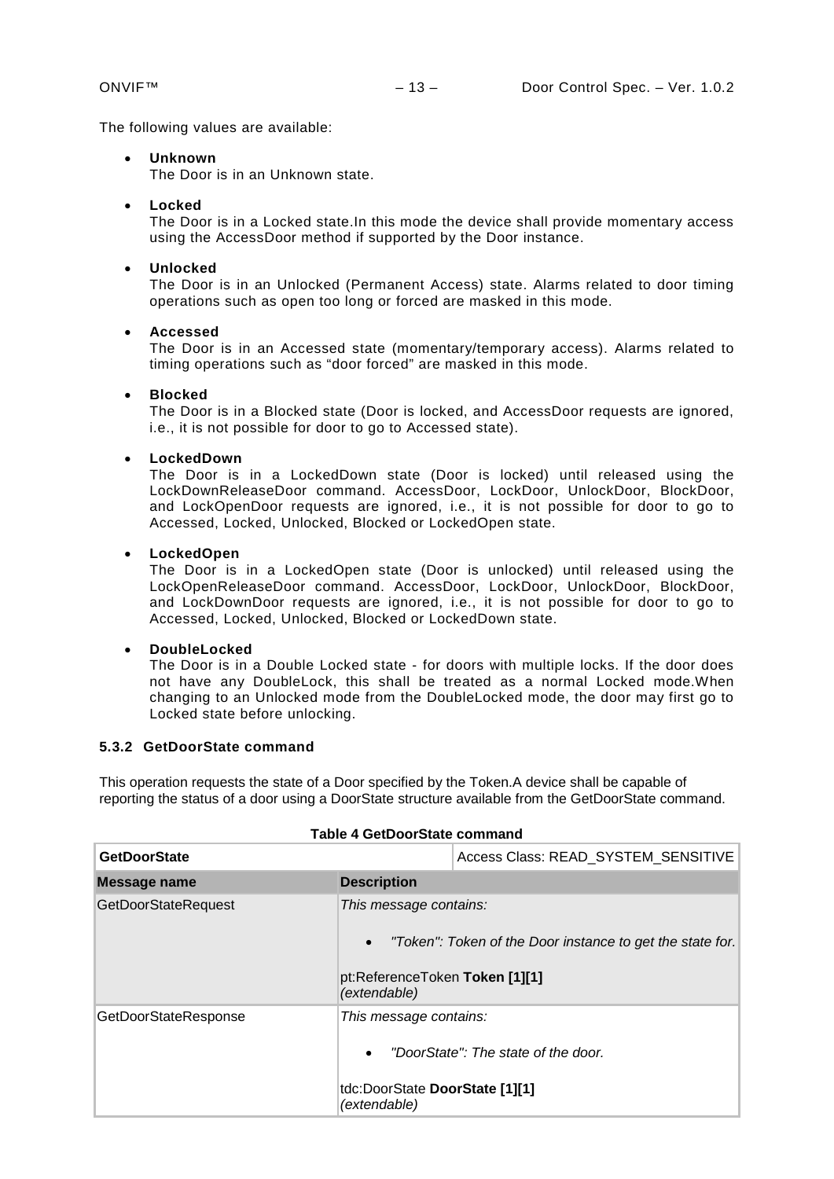The following values are available:

- **Unknown**
  The Door is in an Unknown state.

- **Locked**
  The Door is in a Locked state.In this mode the device shall provide momentary access using the AccessDoor method if supported by the Door instance.

- **Unlocked**
  The Door is in an Unlocked (Permanent Access) state. Alarms related to door timing operations such as open too long or forced are masked in this mode.

- **Accessed**
  The Door is in an Accessed state (momentary/temporary access). Alarms related to timing operations such as "door forced" are masked in this mode.

- **Blocked**
  The Door is in a Blocked state (Door is locked, and AccessDoor requests are ignored, i.e., it is not possible for door to go to Accessed state).

- **LockedDown**
  The Door is in a LockedDown state (Door is locked) until released using the LockDownReleaseDoor command. AccessDoor, LockDoor, UnlockDoor, BlockDoor, and LockOpenDoor requests are ignored, i.e., it is not possible for door to go to Accessed, Locked, Unlocked, Blocked or LockedOpen state.

- **LockedOpen**
  The Door is in a LockedOpen state (Door is unlocked) until released using the LockOpenReleaseDoor command. AccessDoor, LockDoor, UnlockDoor, BlockDoor, and LockDownDoor requests are ignored, i.e., it is not possible for door to go to Accessed, Locked, Unlocked, Blocked or LockedDown state.

- **DoubleLocked**
  The Door is in a Double Locked state - for doors with multiple locks. If the door does not have any DoubleLock, this shall be treated as a normal Locked mode.When changing to an Unlocked mode from the DoubleLocked mode, the door may first go to Locked state before unlocking.

### 5.3.2 GetDoorState command

This operation requests the state of a Door specified by the Token.A device shall be capable of reporting the status of a door using a DoorState structure available from the GetDoorState command.

**Table 4 GetDoorState command**

| **GetDoorState** | | Access Class: READ_SYSTEM_SENSITIVE |
|---|---|---|
| **Message name** | **Description** | |
| GetDoorStateRequest | *This message contains:*<br><br>• *"Token": Token of the Door instance to get the state for.*<br><br>pt:ReferenceToken **Token [1][1]**<br>*(extendable)* | |
| GetDoorStateResponse | *This message contains:*<br><br>• *"DoorState": The state of the door.*<br><br>tdc:DoorState **DoorState [1][1]**<br>*(extendable)* | |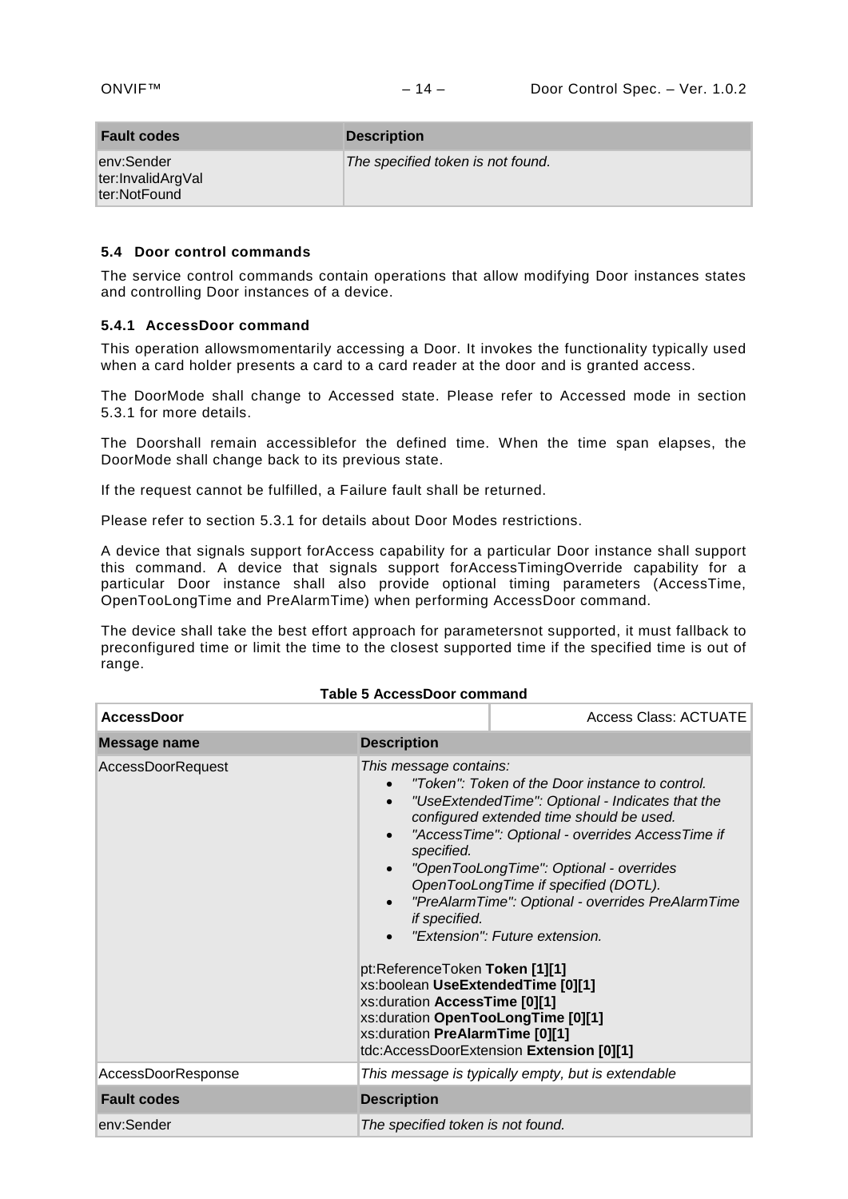| Fault codes | Description |
|---|---|
| env:Sender<br>ter:InvalidArgVal<br>ter:NotFound | *The specified token is not found.* |

### 5.4 Door control commands

The service control commands contain operations that allow modifying Door instances states and controlling Door instances of a device.

#### 5.4.1 AccessDoor command

This operation allowsmomentarily accessing a Door. It invokes the functionality typically used when a card holder presents a card to a card reader at the door and is granted access.

The DoorMode shall change to Accessed state. Please refer to Accessed mode in section 5.3.1 for more details.

The Doorshall remain accessiblefor the defined time. When the time span elapses, the DoorMode shall change back to its previous state.

If the request cannot be fulfilled, a Failure fault shall be returned.

Please refer to section 5.3.1 for details about Door Modes restrictions.

A device that signals support forAccess capability for a particular Door instance shall support this command. A device that signals support forAccessTimingOverride capability for a particular Door instance shall also provide optional timing parameters (AccessTime, OpenTooLongTime and PreAlarmTime) when performing AccessDoor command.

The device shall take the best effort approach for parametersnot supported, it must fallback to preconfigured time or limit the time to the closest supported time if the specified time is out of range.

**Table 5 AccessDoor command**

| **AccessDoor** | Access Class: ACTUATE |
|---|---|
| **Message name** | **Description** |
| AccessDoorRequest | *This message contains:*<br>• *"Token": Token of the Door instance to control.*<br>• *"UseExtendedTime": Optional - Indicates that the configured extended time should be used.*<br>• *"AccessTime": Optional - overrides AccessTime if specified.*<br>• *"OpenTooLongTime": Optional - overrides OpenTooLongTime if specified (DOTL).*<br>• *"PreAlarmTime": Optional - overrides PreAlarmTime if specified.*<br>• *"Extension": Future extension.*<br><br>pt:ReferenceToken **Token [1][1]**<br>xs:boolean **UseExtendedTime [0][1]**<br>xs:duration **AccessTime [0][1]**<br>xs:duration **OpenTooLongTime [0][1]**<br>xs:duration **PreAlarmTime [0][1]**<br>tdc:AccessDoorExtension **Extension [0][1]** |
| AccessDoorResponse | *This message is typically empty, but is extendable* |
| **Fault codes** | **Description** |
| env:Sender | *The specified token is not found.* |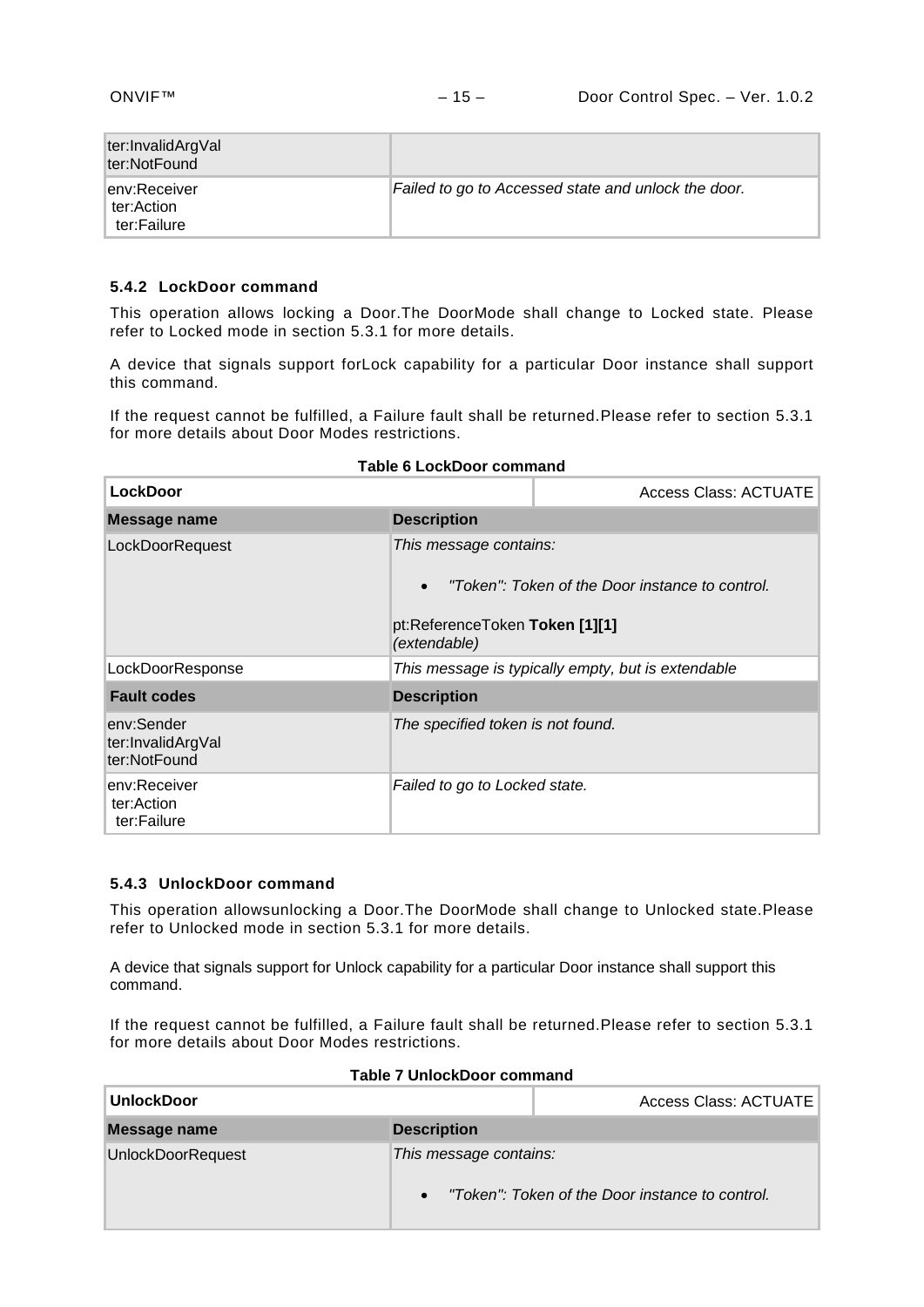| | |
|---|---|
| ter:InvalidArgVal<br>ter:NotFound | |
| env:Receiver<br>ter:Action<br>ter:Failure | *Failed to go to Accessed state and unlock the door.* |

### 5.4.2 LockDoor command

This operation allows locking a Door.The DoorMode shall change to Locked state. Please refer to Locked mode in section 5.3.1 for more details.

A device that signals support forLock capability for a particular Door instance shall support this command.

If the request cannot be fulfilled, a Failure fault shall be returned.Please refer to section 5.3.1 for more details about Door Modes restrictions.

**Table 6 LockDoor command**

| **LockDoor** | Access Class: ACTUATE |
|---|---|
| **Message name** | **Description** |
| LockDoorRequest | *This message contains:*<br><br>• *"Token": Token of the Door instance to control.*<br><br>pt:ReferenceToken **Token [1][1]**<br>*(extendable)* |
| LockDoorResponse | *This message is typically empty, but is extendable* |
| **Fault codes** | **Description** |
| env:Sender<br>ter:InvalidArgVal<br>ter:NotFound | *The specified token is not found.* |
| env:Receiver<br>ter:Action<br>ter:Failure | *Failed to go to Locked state.* |

### 5.4.3 UnlockDoor command

This operation allowsunlocking a Door.The DoorMode shall change to Unlocked state.Please refer to Unlocked mode in section 5.3.1 for more details.

A device that signals support for Unlock capability for a particular Door instance shall support this command.

If the request cannot be fulfilled, a Failure fault shall be returned.Please refer to section 5.3.1 for more details about Door Modes restrictions.

**Table 7 UnlockDoor command**

| **UnlockDoor** | Access Class: ACTUATE |
|---|---|
| **Message name** | **Description** |
| UnlockDoorRequest | *This message contains:*<br><br>• *"Token": Token of the Door instance to control.* |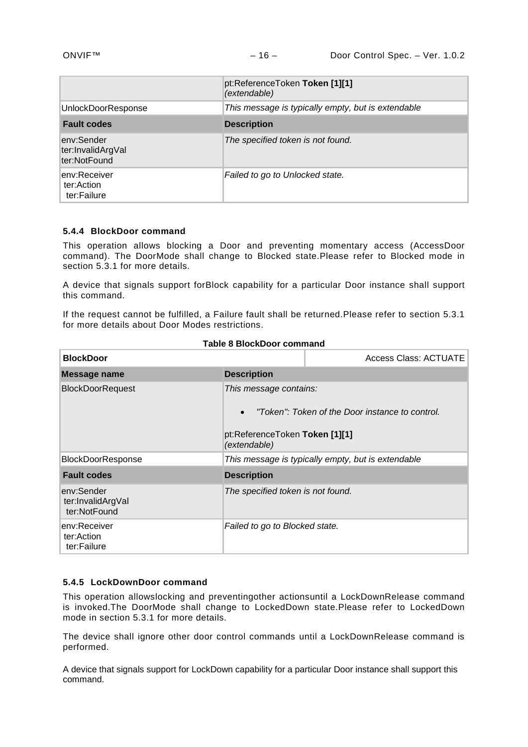| | pt:ReferenceToken **Token [1][1]** *(extendable)* |
|---|---|
| UnlockDoorResponse | *This message is typically empty, but is extendable* |
| **Fault codes** | **Description** |
| env:Sender ter:InvalidArgVal ter:NotFound | *The specified token is not found.* |
| env:Receiver ter:Action ter:Failure | *Failed to go to Unlocked state.* |

#### 5.4.4 BlockDoor command

This operation allows blocking a Door and preventing momentary access (AccessDoor command). The DoorMode shall change to Blocked state.Please refer to Blocked mode in section 5.3.1 for more details.

A device that signals support forBlock capability for a particular Door instance shall support this command.

If the request cannot be fulfilled, a Failure fault shall be returned.Please refer to section 5.3.1 for more details about Door Modes restrictions.

**Table 8 BlockDoor command**

| **BlockDoor** | Access Class: ACTUATE |
|---|---|
| **Message name** | **Description** |
| BlockDoorRequest | *This message contains:*<br><br>• *"Token": Token of the Door instance to control.*<br><br>pt:ReferenceToken **Token [1][1]** *(extendable)* |
| BlockDoorResponse | *This message is typically empty, but is extendable* |
| **Fault codes** | **Description** |
| env:Sender ter:InvalidArgVal ter:NotFound | *The specified token is not found.* |
| env:Receiver ter:Action ter:Failure | *Failed to go to Blocked state.* |

#### 5.4.5 LockDownDoor command

This operation allowslocking and preventingother actionsuntil a LockDownRelease command is invoked.The DoorMode shall change to LockedDown state.Please refer to LockedDown mode in section 5.3.1 for more details.

The device shall ignore other door control commands until a LockDownRelease command is performed.

A device that signals support for LockDown capability for a particular Door instance shall support this command.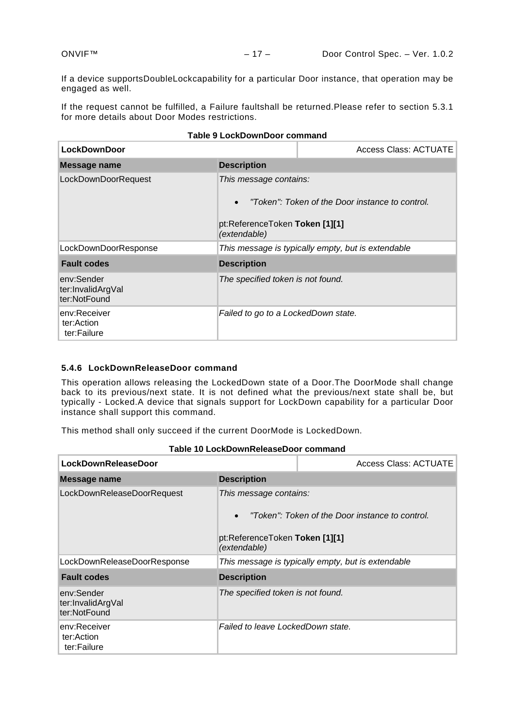If a device supportsDoubleLockcapability for a particular Door instance, that operation may be engaged as well.

If the request cannot be fulfilled, a Failure faultshall be returned.Please refer to section 5.3.1 for more details about Door Modes restrictions.

**Table 9 LockDownDoor command**

| **LockDownDoor** | | Access Class: ACTUATE |
|---|---|---|
| **Message name** | **Description** | |
| LockDownDoorRequest | *This message contains:*<br>• *"Token": Token of the Door instance to control.*<br>pt:ReferenceToken **Token [1][1]**<br>*(extendable)* | |
| LockDownDoorResponse | *This message is typically empty, but is extendable* | |
| **Fault codes** | **Description** | |
| env:Sender<br>ter:InvalidArgVal<br>ter:NotFound | *The specified token is not found.* | |
| env:Receiver<br>ter:Action<br>ter:Failure | *Failed to go to a LockedDown state.* | |

### 5.4.6 LockDownReleaseDoor command

This operation allows releasing the LockedDown state of a Door.The DoorMode shall change back to its previous/next state. It is not defined what the previous/next state shall be, but typically - Locked.A device that signals support for LockDown capability for a particular Door instance shall support this command.

This method shall only succeed if the current DoorMode is LockedDown.

**Table 10 LockDownReleaseDoor command**

| **LockDownReleaseDoor** | | Access Class: ACTUATE |
|---|---|---|
| **Message name** | **Description** | |
| LockDownReleaseDoorRequest | *This message contains:*<br>• *"Token": Token of the Door instance to control.*<br>pt:ReferenceToken **Token [1][1]**<br>*(extendable)* | |
| LockDownReleaseDoorResponse | *This message is typically empty, but is extendable* | |
| **Fault codes** | **Description** | |
| env:Sender<br>ter:InvalidArgVal<br>ter:NotFound | *The specified token is not found.* | |
| env:Receiver<br>ter:Action<br>ter:Failure | *Failed to leave LockedDown state.* | |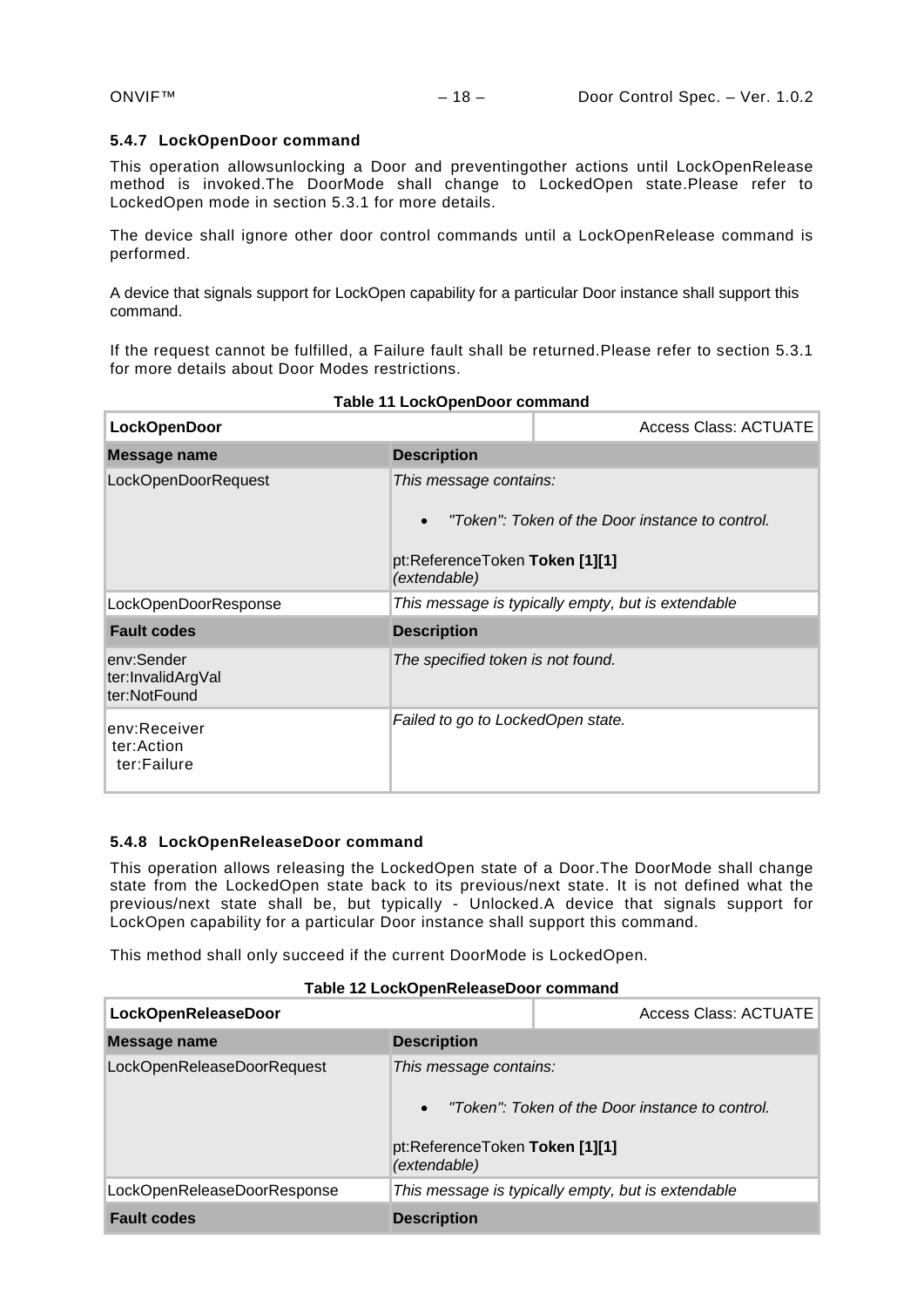### 5.4.7 LockOpenDoor command

This operation allowsunlocking a Door and preventingother actions until LockOpenRelease method is invoked.The DoorMode shall change to LockedOpen state.Please refer to LockedOpen mode in section 5.3.1 for more details.

The device shall ignore other door control commands until a LockOpenRelease command is performed.

A device that signals support for LockOpen capability for a particular Door instance shall support this command.

If the request cannot be fulfilled, a Failure fault shall be returned.Please refer to section 5.3.1 for more details about Door Modes restrictions.

**Table 11 LockOpenDoor command**

| **LockOpenDoor** | Access Class: ACTUATE |
|---|---|
| **Message name** | **Description** |
| LockOpenDoorRequest | *This message contains:*<br><br>• *"Token": Token of the Door instance to control.*<br><br>pt:ReferenceToken **Token [1][1]**<br>*(extendable)* |
| LockOpenDoorResponse | *This message is typically empty, but is extendable* |
| **Fault codes** | **Description** |
| env:Sender<br>ter:InvalidArgVal<br>ter:NotFound | *The specified token is not found.* |
| env:Receiver<br>ter:Action<br>ter:Failure | *Failed to go to LockedOpen state.* |

### 5.4.8 LockOpenReleaseDoor command

This operation allows releasing the LockedOpen state of a Door.The DoorMode shall change state from the LockedOpen state back to its previous/next state. It is not defined what the previous/next state shall be, but typically - Unlocked.A device that signals support for LockOpen capability for a particular Door instance shall support this command.

This method shall only succeed if the current DoorMode is LockedOpen.

**Table 12 LockOpenReleaseDoor command**

| **LockOpenReleaseDoor** | Access Class: ACTUATE |
|---|---|
| **Message name** | **Description** |
| LockOpenReleaseDoorRequest | *This message contains:*<br><br>• *"Token": Token of the Door instance to control.*<br><br>pt:ReferenceToken **Token [1][1]**<br>*(extendable)* |
| LockOpenReleaseDoorResponse | *This message is typically empty, but is extendable* |
| **Fault codes** | **Description** |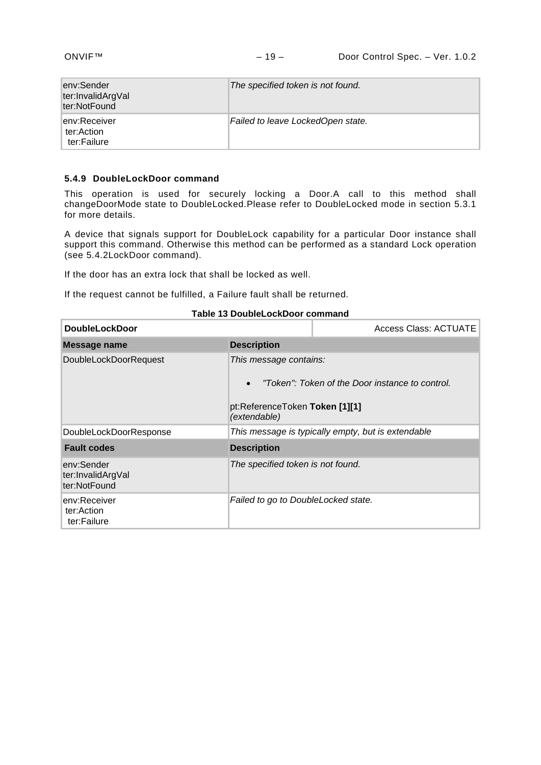| | |
|---|---|
| env:Sender<br>ter:InvalidArgVal<br>ter:NotFound | *The specified token is not found.* |
| env:Receiver<br>ter:Action<br>ter:Failure | *Failed to leave LockedOpen state.* |

### 5.4.9 DoubleLockDoor command

This operation is used for securely locking a Door.A call to this method shall changeDoorMode state to DoubleLocked.Please refer to DoubleLocked mode in section 5.3.1 for more details.

A device that signals support for DoubleLock capability for a particular Door instance shall support this command. Otherwise this method can be performed as a standard Lock operation (see 5.4.2LockDoor command).

If the door has an extra lock that shall be locked as well.

If the request cannot be fulfilled, a Failure fault shall be returned.

**Table 13 DoubleLockDoor command**

| **DoubleLockDoor** | Access Class: ACTUATE |
|---|---|
| **Message name** | **Description** |
| DoubleLockDoorRequest | *This message contains:*<br><br>• *"Token": Token of the Door instance to control.*<br><br>pt:ReferenceToken **Token [1][1]**<br>*(extendable)* |
| DoubleLockDoorResponse | *This message is typically empty, but is extendable* |
| **Fault codes** | **Description** |
| env:Sender<br>ter:InvalidArgVal<br>ter:NotFound | *The specified token is not found.* |
| env:Receiver<br>ter:Action<br>ter:Failure | *Failed to go to DoubleLocked state.* |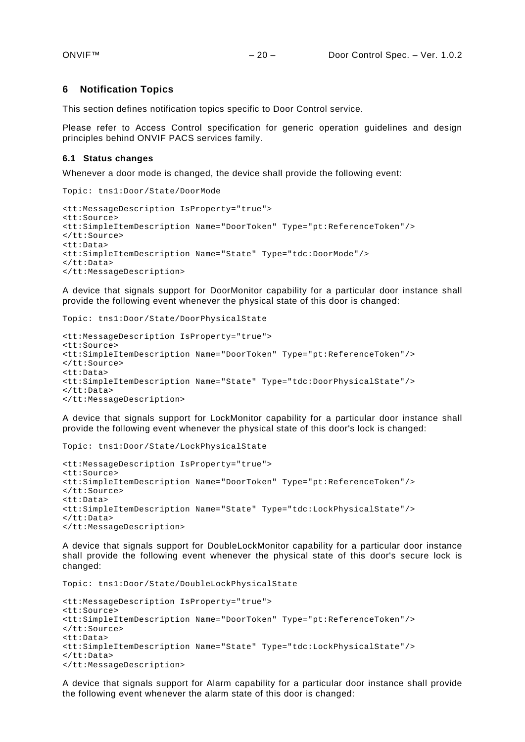# 6 Notification Topics

This section defines notification topics specific to Door Control service.

Please refer to Access Control specification for generic operation guidelines and design principles behind ONVIF PACS services family.

## 6.1 Status changes

Whenever a door mode is changed, the device shall provide the following event:

```
Topic: tns1:Door/State/DoorMode

<tt:MessageDescription IsProperty="true">
<tt:Source>
<tt:SimpleItemDescription Name="DoorToken" Type="pt:ReferenceToken"/>
</tt:Source>
<tt:Data>
<tt:SimpleItemDescription Name="State" Type="tdc:DoorMode"/>
</tt:Data>
</tt:MessageDescription>
```

A device that signals support for DoorMonitor capability for a particular door instance shall provide the following event whenever the physical state of this door is changed:

```
Topic: tns1:Door/State/DoorPhysicalState

<tt:MessageDescription IsProperty="true">
<tt:Source>
<tt:SimpleItemDescription Name="DoorToken" Type="pt:ReferenceToken"/>
</tt:Source>
<tt:Data>
<tt:SimpleItemDescription Name="State" Type="tdc:DoorPhysicalState"/>
</tt:Data>
</tt:MessageDescription>
```

A device that signals support for LockMonitor capability for a particular door instance shall provide the following event whenever the physical state of this door's lock is changed:

```
Topic: tns1:Door/State/LockPhysicalState

<tt:MessageDescription IsProperty="true">
<tt:Source>
<tt:SimpleItemDescription Name="DoorToken" Type="pt:ReferenceToken"/>
</tt:Source>
<tt:Data>
<tt:SimpleItemDescription Name="State" Type="tdc:LockPhysicalState"/>
</tt:Data>
</tt:MessageDescription>
```

A device that signals support for DoubleLockMonitor capability for a particular door instance shall provide the following event whenever the physical state of this door's secure lock is changed:

```
Topic: tns1:Door/State/DoubleLockPhysicalState

<tt:MessageDescription IsProperty="true">
<tt:Source>
<tt:SimpleItemDescription Name="DoorToken" Type="pt:ReferenceToken"/>
</tt:Source>
<tt:Data>
<tt:SimpleItemDescription Name="State" Type="tdc:LockPhysicalState"/>
</tt:Data>
</tt:MessageDescription>
```

A device that signals support for Alarm capability for a particular door instance shall provide the following event whenever the alarm state of this door is changed: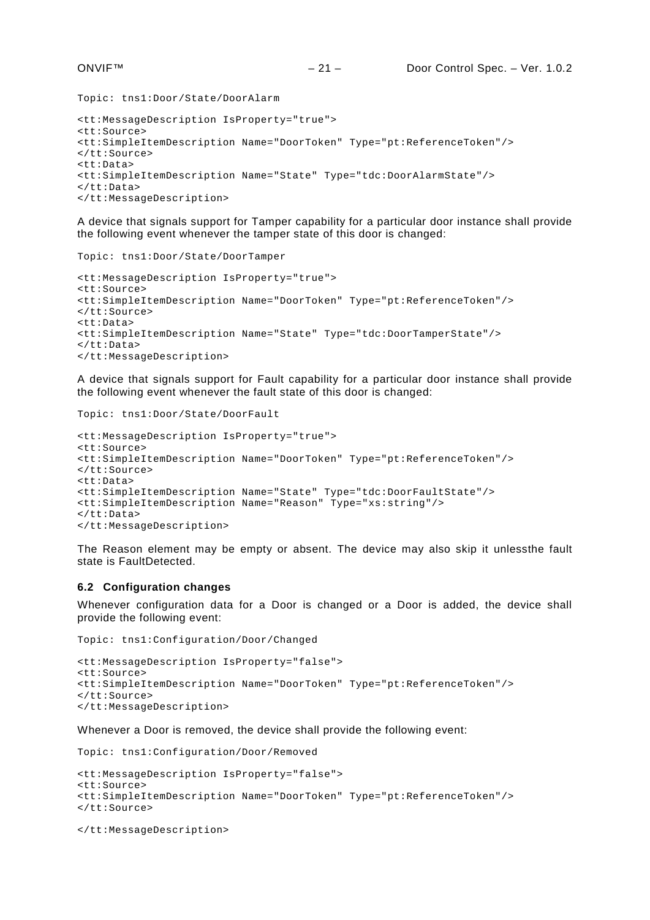```
Topic: tns1:Door/State/DoorAlarm

<tt:MessageDescription IsProperty="true">
<tt:Source>
<tt:SimpleItemDescription Name="DoorToken" Type="pt:ReferenceToken"/>
</tt:Source>
<tt:Data>
<tt:SimpleItemDescription Name="State" Type="tdc:DoorAlarmState"/>
</tt:Data>
</tt:MessageDescription>
```

A device that signals support for Tamper capability for a particular door instance shall provide the following event whenever the tamper state of this door is changed:

```
Topic: tns1:Door/State/DoorTamper

<tt:MessageDescription IsProperty="true">
<tt:Source>
<tt:SimpleItemDescription Name="DoorToken" Type="pt:ReferenceToken"/>
</tt:Source>
<tt:Data>
<tt:SimpleItemDescription Name="State" Type="tdc:DoorTamperState"/>
</tt:Data>
</tt:MessageDescription>
```

A device that signals support for Fault capability for a particular door instance shall provide the following event whenever the fault state of this door is changed:

```
Topic: tns1:Door/State/DoorFault

<tt:MessageDescription IsProperty="true">
<tt:Source>
<tt:SimpleItemDescription Name="DoorToken" Type="pt:ReferenceToken"/>
</tt:Source>
<tt:Data>
<tt:SimpleItemDescription Name="State" Type="tdc:DoorFaultState"/>
<tt:SimpleItemDescription Name="Reason" Type="xs:string"/>
</tt:Data>
</tt:MessageDescription>
```

The Reason element may be empty or absent. The device may also skip it unlessthe fault state is FaultDetected.

### 6.2 Configuration changes

Whenever configuration data for a Door is changed or a Door is added, the device shall provide the following event:

```
Topic: tns1:Configuration/Door/Changed

<tt:MessageDescription IsProperty="false">
<tt:Source>
<tt:SimpleItemDescription Name="DoorToken" Type="pt:ReferenceToken"/>
</tt:Source>
</tt:MessageDescription>
```

Whenever a Door is removed, the device shall provide the following event:

```
Topic: tns1:Configuration/Door/Removed

<tt:MessageDescription IsProperty="false">
<tt:Source>
<tt:SimpleItemDescription Name="DoorToken" Type="pt:ReferenceToken"/>
</tt:Source>

</tt:MessageDescription>
```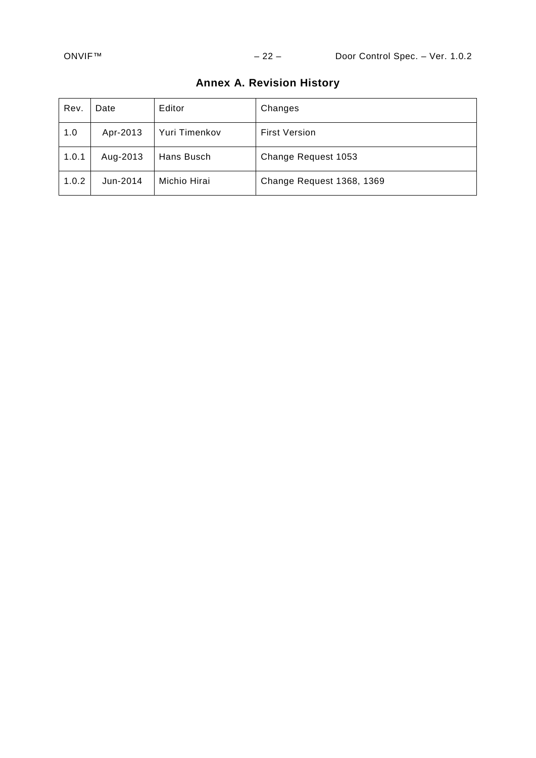# Annex A. Revision History

| Rev. | Date | Editor | Changes |
|---|---|---|---|
| 1.0 | Apr-2013 | Yuri Timenkov | First Version |
| 1.0.1 | Aug-2013 | Hans Busch | Change Request 1053 |
| 1.0.2 | Jun-2014 | Michio Hirai | Change Request 1368, 1369 |